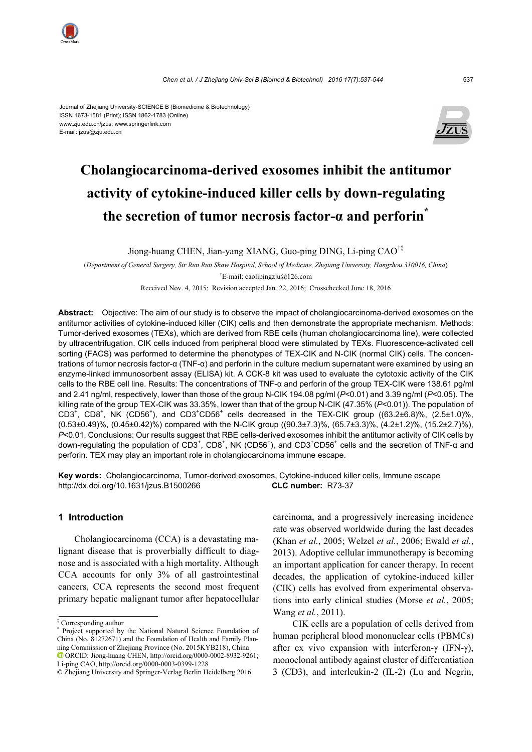Journal of Zhejiang University-SCIENCE B (Biomedicine & Biotechnology)
ISSN 1673-1581 (Print); ISSN 1862-1783 (Online)
www.zju.edu.cn/jzus; www.springerlink.com
E-mail: jzus@zju.edu.cn

# Cholangiocarcinoma-derived exosomes inhibit the antitumor activity of cytokine-induced killer cells by down-regulating the secretion of tumor necrosis factor-α and perforin*

Jiong-huang CHEN, Jian-yang XIANG, Guo-ping DING, Li-ping CAO†‡

(*Department of General Surgery, Sir Run Run Shaw Hospital, School of Medicine, Zhejiang University, Hangzhou 310016, China*)

†E-mail: caolipingzju@126.com

Received Nov. 4, 2015; Revision accepted Jan. 22, 2016; Crosschecked June 18, 2016

**Abstract:** Objective: The aim of our study is to observe the impact of cholangiocarcinoma-derived exosomes on the antitumor activities of cytokine-induced killer (CIK) cells and then demonstrate the appropriate mechanism. Methods: Tumor-derived exosomes (TEXs), which are derived from RBE cells (human cholangiocarcinoma line), were collected by ultracentrifugation. CIK cells induced from peripheral blood were stimulated by TEXs. Fluorescence-activated cell sorting (FACS) was performed to determine the phenotypes of TEX-CIK and N-CIK (normal CIK) cells. The concentrations of tumor necrosis factor-α (TNF-α) and perforin in the culture medium supernatant were examined by using an enzyme-linked immunosorbent assay (ELISA) kit. A CCK-8 kit was used to evaluate the cytotoxic activity of the CIK cells to the RBE cell line. Results: The concentrations of TNF-α and perforin of the group TEX-CIK were 138.61 pg/ml and 2.41 ng/ml, respectively, lower than those of the group N-CIK 194.08 pg/ml ($P<0.01$) and 3.39 ng/ml ($P<0.05$). The killing rate of the group TEX-CIK was 33.35%, lower than that of the group N-CIK (47.35% ($P<0.01$)). The population of $CD3^+$, $CD8^+$, NK ($CD56^+$), and $CD3^+CD56^+$ cells decreased in the TEX-CIK group ((63.2±6.8)%, (2.5±1.0)%, (0.53±0.49)%, (0.45±0.42)%) compared with the N-CIK group ((90.3±7.3)%, (65.7±3.3)%, (4.2±1.2)%, (15.2±2.7)%), $P<0.01$. Conclusions: Our results suggest that RBE cells-derived exosomes inhibit the antitumor activity of CIK cells by down-regulating the population of $CD3^+$, $CD8^+$, NK ($CD56^+$), and $CD3^+CD56^+$ cells and the secretion of TNF-α and perforin. TEX may play an important role in cholangiocarcinoma immune escape.

**Key words:** Cholangiocarcinoma, Tumor-derived exosomes, Cytokine-induced killer cells, Immune escape
http://dx.doi.org/10.1631/jzus.B1500266 **CLC number:** R73-37

## 1 Introduction

Cholangiocarcinoma (CCA) is a devastating malignant disease that is proverbially difficult to diagnose and is associated with a high mortality. Although CCA accounts for only 3% of all gastrointestinal cancers, CCA represents the second most frequent primary hepatic malignant tumor after hepatocellular carcinoma, and a progressively increasing incidence rate was observed worldwide during the last decades (Khan *et al.*, 2005; Welzel *et al.*, 2006; Ewald *et al.*, 2013). Adoptive cellular immunotherapy is becoming an important application for cancer therapy. In recent decades, the application of cytokine-induced killer (CIK) cells has evolved from experimental observations into early clinical studies (Morse *et al.*, 2005; Wang *et al.*, 2011).

CIK cells are a population of cells derived from human peripheral blood mononuclear cells (PBMCs) after ex vivo expansion with interferon-γ (IFN-γ), monoclonal antibody against cluster of differentiation 3 (CD3), and interleukin-2 (IL-2) (Lu and Negrin,

‡ Corresponding author
* Project supported by the National Natural Science Foundation of China (No. 81272671) and the Foundation of Health and Family Planning Commission of Zhejiang Province (No. 2015KYB218), China
ORCID: Jiong-huang CHEN, http://orcid.org/0000-0002-8932-9261; Li-ping CAO, http://orcid.org/0000-0003-0399-1228
© Zhejiang University and Springer-Verlag Berlin Heidelberg 2016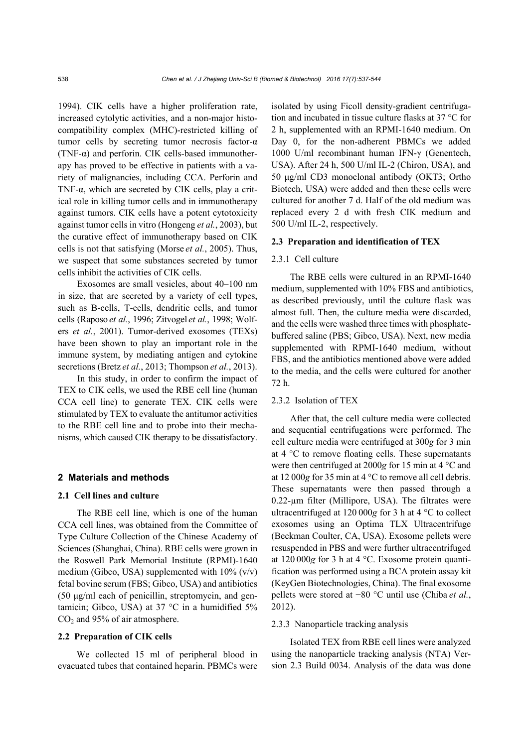1994). CIK cells have a higher proliferation rate, increased cytolytic activities, and a non-major histocompatibility complex (MHC)-restricted killing of tumor cells by secreting tumor necrosis factor-α (TNF-α) and perforin. CIK cells-based immunotherapy has proved to be effective in patients with a variety of malignancies, including CCA. Perforin and TNF-α, which are secreted by CIK cells, play a critical role in killing tumor cells and in immunotherapy against tumors. CIK cells have a potent cytotoxicity against tumor cells in vitro (Hongeng *et al.*, 2003), but the curative effect of immunotherapy based on CIK cells is not that satisfying (Morse *et al.*, 2005). Thus, we suspect that some substances secreted by tumor cells inhibit the activities of CIK cells.

Exosomes are small vesicles, about 40–100 nm in size, that are secreted by a variety of cell types, such as B-cells, T-cells, dendritic cells, and tumor cells (Raposo *et al.*, 1996; Zitvogel *et al.*, 1998; Wolfers *et al.*, 2001). Tumor-derived exosomes (TEXs) have been shown to play an important role in the immune system, by mediating antigen and cytokine secretions (Bretz *et al.*, 2013; Thompson *et al.*, 2013).

In this study, in order to confirm the impact of TEX to CIK cells, we used the RBE cell line (human CCA cell line) to generate TEX. CIK cells were stimulated by TEX to evaluate the antitumor activities to the RBE cell line and to probe into their mechanisms, which caused CIK therapy to be dissatisfactory.

## 2 Materials and methods

### 2.1 Cell lines and culture

The RBE cell line, which is one of the human CCA cell lines, was obtained from the Committee of Type Culture Collection of the Chinese Academy of Sciences (Shanghai, China). RBE cells were grown in the Roswell Park Memorial Institute (RPMI)-1640 medium (Gibco, USA) supplemented with 10% (v/v) fetal bovine serum (FBS; Gibco, USA) and antibiotics (50 μg/ml each of penicillin, streptomycin, and gentamicin; Gibco, USA) at 37 °C in a humidified 5% $CO_2$ and 95% of air atmosphere.

### 2.2 Preparation of CIK cells

We collected 15 ml of peripheral blood in evacuated tubes that contained heparin. PBMCs were isolated by using Ficoll density-gradient centrifugation and incubated in tissue culture flasks at 37 °C for 2 h, supplemented with an RPMI-1640 medium. On Day 0, for the non-adherent PBMCs we added 1000 U/ml recombinant human IFN-γ (Genentech, USA). After 24 h, 500 U/ml IL-2 (Chiron, USA), and 50 μg/ml CD3 monoclonal antibody (OKT3; Ortho Biotech, USA) were added and then these cells were cultured for another 7 d. Half of the old medium was replaced every 2 d with fresh CIK medium and 500 U/ml IL-2, respectively.

### 2.3 Preparation and identification of TEX

#### 2.3.1 Cell culture

The RBE cells were cultured in an RPMI-1640 medium, supplemented with 10% FBS and antibiotics, as described previously, until the culture flask was almost full. Then, the culture media were discarded, and the cells were washed three times with phosphate-buffered saline (PBS; Gibco, USA). Next, new media supplemented with RPMI-1640 medium, without FBS, and the antibiotics mentioned above were added to the media, and the cells were cultured for another 72 h.

#### 2.3.2 Isolation of TEX

After that, the cell culture media were collected and sequential centrifugations were performed. The cell culture media were centrifuged at 300*g* for 3 min at 4 °C to remove floating cells. These supernatants were then centrifuged at 2000*g* for 15 min at 4 °C and at 12 000*g* for 35 min at 4 °C to remove all cell debris. These supernatants were then passed through a 0.22-μm filter (Millipore, USA). The filtrates were ultracentrifuged at 120 000*g* for 3 h at 4 °C to collect exosomes using an Optima TLX Ultracentrifuge (Beckman Coulter, CA, USA). Exosome pellets were resuspended in PBS and were further ultracentrifuged at 120 000*g* for 3 h at 4 °C. Exosome protein quantification was performed using a BCA protein assay kit (KeyGen Biotechnologies, China). The final exosome pellets were stored at −80 °C until use (Chiba *et al.*, 2012).

#### 2.3.3 Nanoparticle tracking analysis

Isolated TEX from RBE cell lines were analyzed using the nanoparticle tracking analysis (NTA) Version 2.3 Build 0034. Analysis of the data was done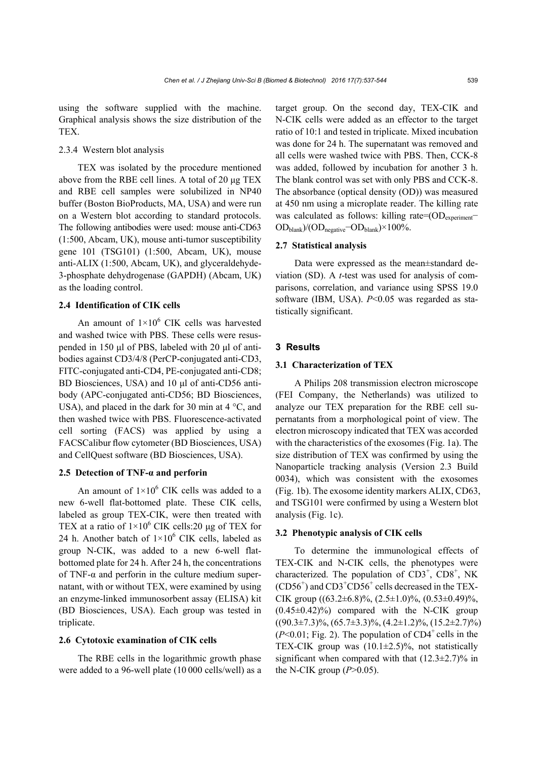using the software supplied with the machine. Graphical analysis shows the size distribution of the TEX.

#### 2.3.4 Western blot analysis

TEX was isolated by the procedure mentioned above from the RBE cell lines. A total of 20 μg TEX and RBE cell samples were solubilized in NP40 buffer (Boston BioProducts, MA, USA) and were run on a Western blot according to standard protocols. The following antibodies were used: mouse anti-CD63 (1:500, Abcam, UK), mouse anti-tumor susceptibility gene 101 (TSG101) (1:500, Abcam, UK), mouse anti-ALIX (1:500, Abcam, UK), and glyceraldehyde-3-phosphate dehydrogenase (GAPDH) (Abcam, UK) as the loading control.

### 2.4 Identification of CIK cells

An amount of $1\times10^6$ CIK cells was harvested and washed twice with PBS. These cells were resuspended in 150 μl of PBS, labeled with 20 μl of antibodies against CD3/4/8 (PerCP-conjugated anti-CD3, FITC-conjugated anti-CD4, PE-conjugated anti-CD8; BD Biosciences, USA) and 10 μl of anti-CD56 antibody (APC-conjugated anti-CD56; BD Biosciences, USA), and placed in the dark for 30 min at 4 °C, and then washed twice with PBS. Fluorescence-activated cell sorting (FACS) was applied by using a FACSCalibur flow cytometer (BD Biosciences, USA) and CellQuest software (BD Biosciences, USA).

### 2.5 Detection of TNF-α and perforin

An amount of $1\times10^6$ CIK cells was added to a new 6-well flat-bottomed plate. These CIK cells, labeled as group TEX-CIK, were then treated with TEX at a ratio of $1\times10^6$ CIK cells:20 μg of TEX for 24 h. Another batch of $1\times10^6$ CIK cells, labeled as group N-CIK, was added to a new 6-well flat-bottomed plate for 24 h. After 24 h, the concentrations of TNF-α and perforin in the culture medium supernatant, with or without TEX, were examined by using an enzyme-linked immunosorbent assay (ELISA) kit (BD Biosciences, USA). Each group was tested in triplicate.

### 2.6 Cytotoxic examination of CIK cells

The RBE cells in the logarithmic growth phase were added to a 96-well plate (10 000 cells/well) as a target group. On the second day, TEX-CIK and N-CIK cells were added as an effector to the target ratio of 10:1 and tested in triplicate. Mixed incubation was done for 24 h. The supernatant was removed and all cells were washed twice with PBS. Then, CCK-8 was added, followed by incubation for another 3 h. The blank control was set with only PBS and CCK-8. The absorbance (optical density (OD)) was measured at 450 nm using a microplate reader. The killing rate was calculated as follows: killing rate=$(OD_{experiment}-OD_{blank})/(OD_{negative}-OD_{blank})\times100\%$.

### 2.7 Statistical analysis

Data were expressed as the mean±standard deviation (SD). A *t*-test was used for analysis of comparisons, correlation, and variance using SPSS 19.0 software (IBM, USA). $P<0.05$ was regarded as statistically significant.

## 3 Results

### 3.1 Characterization of TEX

A Philips 208 transmission electron microscope (FEI Company, the Netherlands) was utilized to analyze our TEX preparation for the RBE cell supernatants from a morphological point of view. The electron microscopy indicated that TEX was accorded with the characteristics of the exosomes (Fig. 1a). The size distribution of TEX was confirmed by using the Nanoparticle tracking analysis (Version 2.3 Build 0034), which was consistent with the exosomes (Fig. 1b). The exosome identity markers ALIX, CD63, and TSG101 were confirmed by using a Western blot analysis (Fig. 1c).

### 3.2 Phenotypic analysis of CIK cells

To determine the immunological effects of TEX-CIK and N-CIK cells, the phenotypes were characterized. The population of $CD3^+$, $CD8^+$, NK ($CD56^+$) and $CD3^+CD56^+$ cells decreased in the TEX-CIK group ((63.2±6.8)%, (2.5±1.0)%, (0.53±0.49)%, (0.45±0.42)%) compared with the N-CIK group ((90.3±7.3)%, (65.7±3.3)%, (4.2±1.2)%, (15.2±2.7)%) ($P<0.01$; Fig. 2). The population of $CD4^+$ cells in the TEX-CIK group was (10.1±2.5)%, not statistically significant when compared with that (12.3±2.7)% in the N-CIK group ($P>0.05$).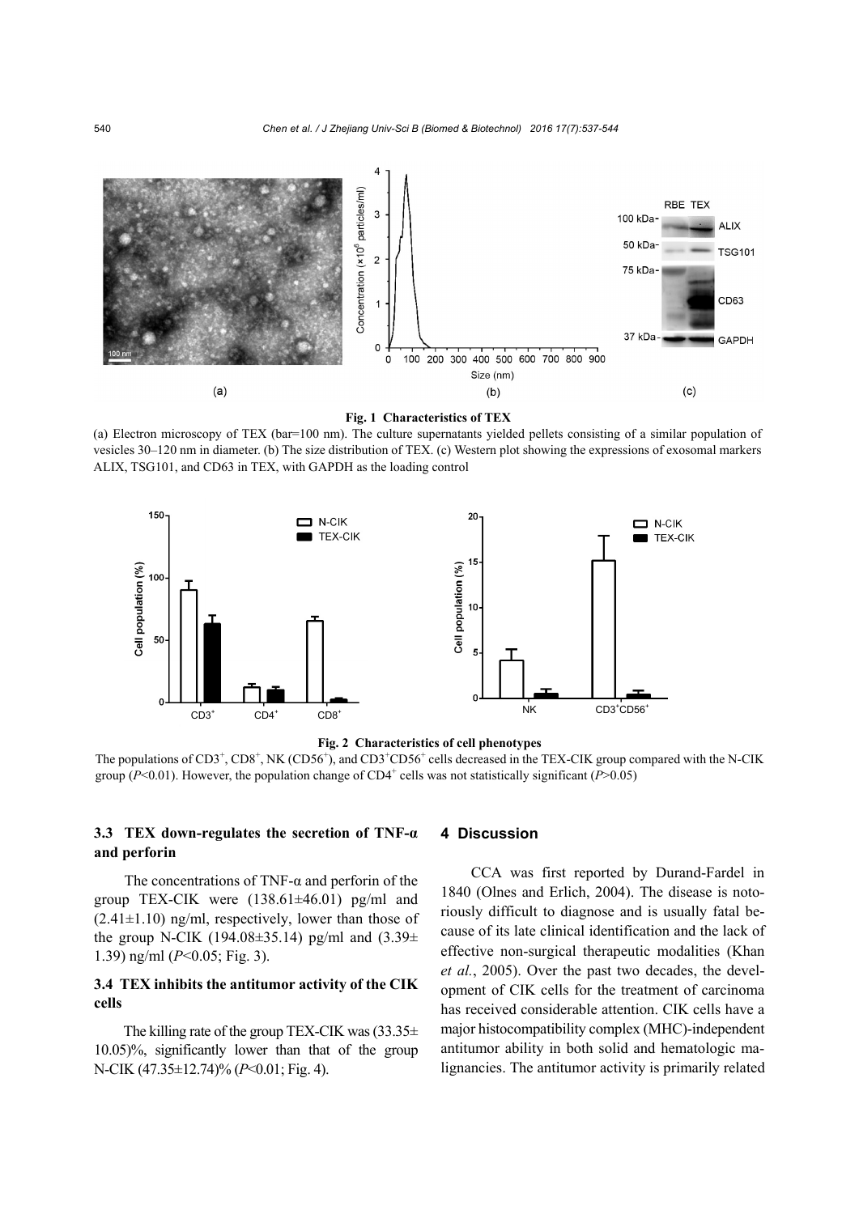**Fig. 1 Characteristics of TEX**

(a) Electron microscopy of TEX (bar=100 nm). The culture supernatants yielded pellets consisting of a similar population of vesicles 30–120 nm in diameter. (b) The size distribution of TEX. (c) Western plot showing the expressions of exosomal markers ALIX, TSG101, and CD63 in TEX, with GAPDH as the loading control

**Fig. 2 Characteristics of cell phenotypes**

The populations of $CD3^+$, $CD8^+$, NK ($CD56^+$), and $CD3^+CD56^+$ cells decreased in the TEX-CIK group compared with the N-CIK group ($P<0.01$). However, the population change of $CD4^+$ cells was not statistically significant ($P>0.05$)

### 3.3 TEX down-regulates the secretion of TNF-α and perforin

The concentrations of TNF-α and perforin of the group TEX-CIK were (138.61±46.01) pg/ml and (2.41±1.10) ng/ml, respectively, lower than those of the group N-CIK (194.08±35.14) pg/ml and (3.39±1.39) ng/ml ($P<0.05$; Fig. 3).

### 3.4 TEX inhibits the antitumor activity of the CIK cells

The killing rate of the group TEX-CIK was (33.35±10.05)%, significantly lower than that of the group N-CIK (47.35±12.74)% ($P<0.01$; Fig. 4).

## 4 Discussion

CCA was first reported by Durand-Fardel in 1840 (Olnes and Erlich, 2004). The disease is notoriously difficult to diagnose and is usually fatal because of its late clinical identification and the lack of effective non-surgical therapeutic modalities (Khan *et al.*, 2005). Over the past two decades, the development of CIK cells for the treatment of carcinoma has received considerable attention. CIK cells have a major histocompatibility complex (MHC)-independent antitumor ability in both solid and hematologic malignancies. The antitumor activity is primarily related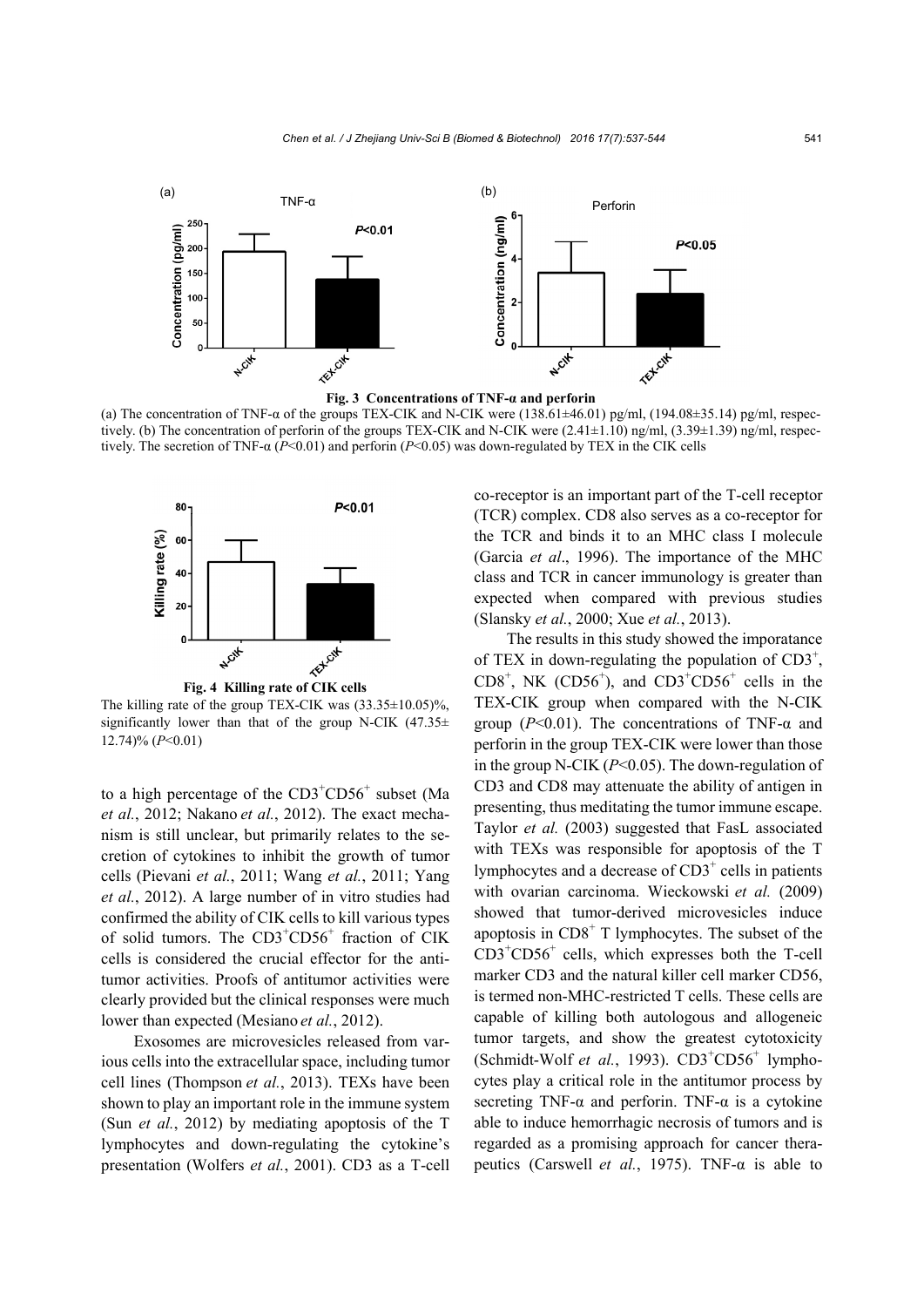**Fig. 3 Concentrations of TNF-α and perforin**

(a) The concentration of TNF-α of the groups TEX-CIK and N-CIK were (138.61±46.01) pg/ml, (194.08±35.14) pg/ml, respectively. (b) The concentration of perforin of the groups TEX-CIK and N-CIK were (2.41±1.10) ng/ml, (3.39±1.39) ng/ml, respectively. The secretion of TNF-α ($P$<0.01) and perforin ($P$<0.05) was down-regulated by TEX in the CIK cells

**Fig. 4 Killing rate of CIK cells**

The killing rate of the group TEX-CIK was (33.35±10.05)%, significantly lower than that of the group N-CIK (47.35±12.74)% ($P$<0.01)

to a high percentage of the $CD3^+CD56^+$ subset (Ma *et al.*, 2012; Nakano *et al.*, 2012). The exact mechanism is still unclear, but primarily relates to the secretion of cytokines to inhibit the growth of tumor cells (Pievani *et al.*, 2011; Wang *et al.*, 2011; Yang *et al.*, 2012). A large number of in vitro studies had confirmed the ability of CIK cells to kill various types of solid tumors. The $CD3^+CD56^+$ fraction of CIK cells is considered the crucial effector for the antitumor activities. Proofs of antitumor activities were clearly provided but the clinical responses were much lower than expected (Mesiano *et al.*, 2012).

Exosomes are microvesicles released from various cells into the extracellular space, including tumor cell lines (Thompson *et al.*, 2013). TEXs have been shown to play an important role in the immune system (Sun *et al.*, 2012) by mediating apoptosis of the T lymphocytes and down-regulating the cytokine's presentation (Wolfers *et al.*, 2001). CD3 as a T-cell co-receptor is an important part of the T-cell receptor (TCR) complex. CD8 also serves as a co-receptor for the TCR and binds it to an MHC class I molecule (Garcia *et al*., 1996). The importance of the MHC class and TCR in cancer immunology is greater than expected when compared with previous studies (Slansky *et al.*, 2000; Xue *et al.*, 2013).

The results in this study showed the imporatance of TEX in down-regulating the population of $CD3^+$, $CD8^+$, NK ($CD56^+$), and $CD3^+CD56^+$ cells in the TEX-CIK group when compared with the N-CIK group ($P$<0.01). The concentrations of TNF-α and perforin in the group TEX-CIK were lower than those in the group N-CIK ($P$<0.05). The down-regulation of CD3 and CD8 may attenuate the ability of antigen in presenting, thus meditating the tumor immune escape. Taylor *et al.* (2003) suggested that FasL associated with TEXs was responsible for apoptosis of the T lymphocytes and a decrease of $CD3^+$ cells in patients with ovarian carcinoma. Wieckowski *et al.* (2009) showed that tumor-derived microvesicles induce apoptosis in $CD8^+$ T lymphocytes. The subset of the $CD3^+CD56^+$ cells, which expresses both the T-cell marker CD3 and the natural killer cell marker CD56, is termed non-MHC-restricted T cells. These cells are capable of killing both autologous and allogeneic tumor targets, and show the greatest cytotoxicity (Schmidt-Wolf *et al.*, 1993). $CD3^+CD56^+$ lymphocytes play a critical role in the antitumor process by secreting TNF-α and perforin. TNF-α is a cytokine able to induce hemorrhagic necrosis of tumors and is regarded as a promising approach for cancer therapeutics (Carswell *et al.*, 1975). TNF-α is able to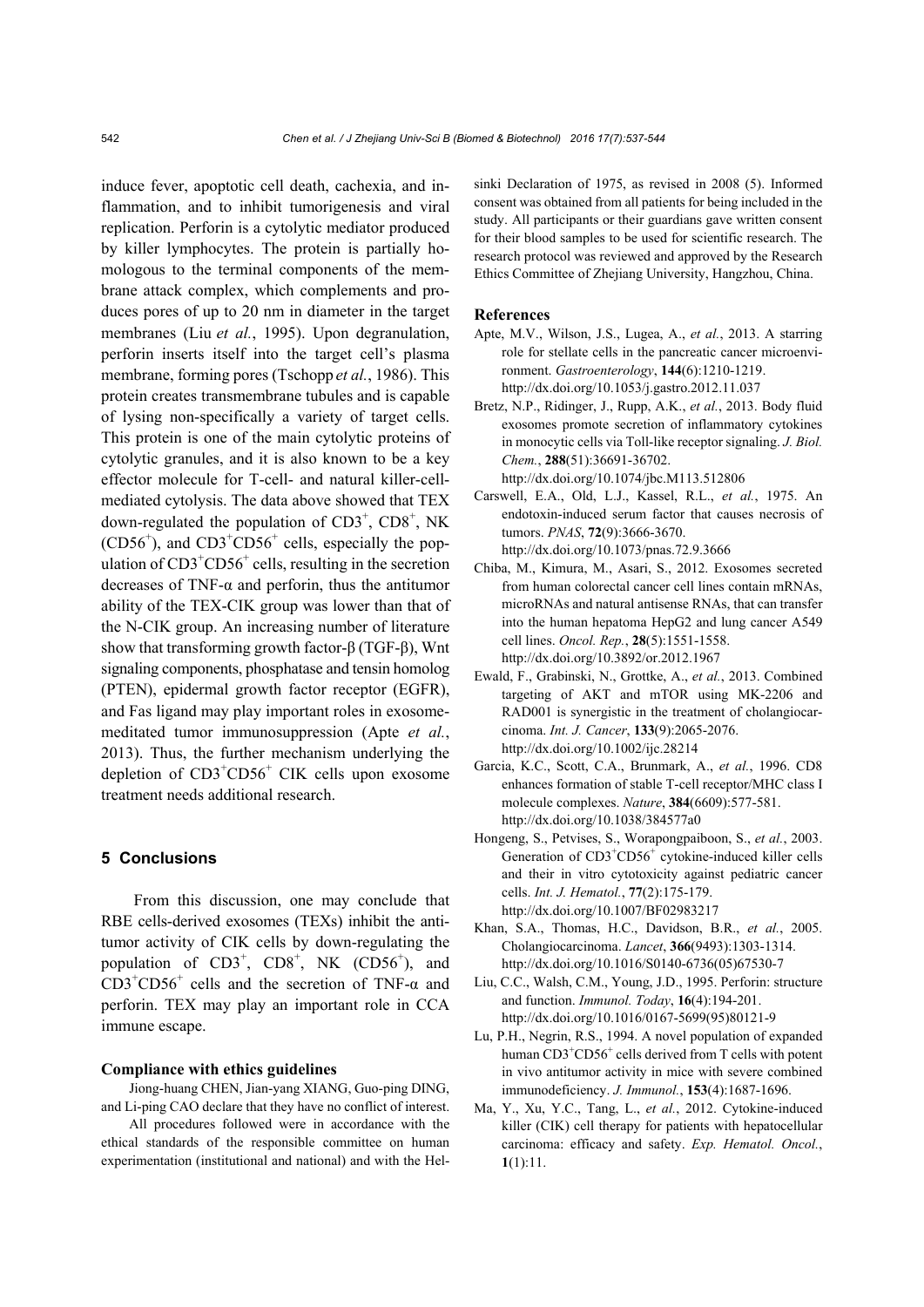induce fever, apoptotic cell death, cachexia, and inflammation, and to inhibit tumorigenesis and viral replication. Perforin is a cytolytic mediator produced by killer lymphocytes. The protein is partially homologous to the terminal components of the membrane attack complex, which complements and produces pores of up to 20 nm in diameter in the target membranes (Liu *et al.*, 1995). Upon degranulation, perforin inserts itself into the target cell's plasma membrane, forming pores (Tschopp *et al.*, 1986). This protein creates transmembrane tubules and is capable of lysing non-specifically a variety of target cells. This protein is one of the main cytolytic proteins of cytolytic granules, and it is also known to be a key effector molecule for T-cell- and natural killer-cell-mediated cytolysis. The data above showed that TEX down-regulated the population of $CD3^+$, $CD8^+$, NK ($CD56^+$), and $CD3^+CD56^+$ cells, especially the population of $CD3^+CD56^+$ cells, resulting in the secretion decreases of TNF-α and perforin, thus the antitumor ability of the TEX-CIK group was lower than that of the N-CIK group. An increasing number of literature show that transforming growth factor-β (TGF-β), Wnt signaling components, phosphatase and tensin homolog (PTEN), epidermal growth factor receptor (EGFR), and Fas ligand may play important roles in exosome-meditated tumor immunosuppression (Apte *et al.*, 2013). Thus, the further mechanism underlying the depletion of $CD3^+CD56^+$ CIK cells upon exosome treatment needs additional research.

## 5 Conclusions

From this discussion, one may conclude that RBE cells-derived exosomes (TEXs) inhibit the antitumor activity of CIK cells by down-regulating the population of $CD3^+$, $CD8^+$, NK ($CD56^+$), and $CD3^+CD56^+$ cells and the secretion of TNF-α and perforin. TEX may play an important role in CCA immune escape.

### Compliance with ethics guidelines

Jiong-huang CHEN, Jian-yang XIANG, Guo-ping DING, and Li-ping CAO declare that they have no conflict of interest.

All procedures followed were in accordance with the ethical standards of the responsible committee on human experimentation (institutional and national) and with the Helsinki Declaration of 1975, as revised in 2008 (5). Informed consent was obtained from all patients for being included in the study. All participants or their guardians gave written consent for their blood samples to be used for scientific research. The research protocol was reviewed and approved by the Research Ethics Committee of Zhejiang University, Hangzhou, China.

### References

Apte, M.V., Wilson, J.S., Lugea, A., *et al.*, 2013. A starring role for stellate cells in the pancreatic cancer microenvironment. *Gastroenterology*, **144**(6):1210-1219. http://dx.doi.org/10.1053/j.gastro.2012.11.037

Bretz, N.P., Ridinger, J., Rupp, A.K., *et al.*, 2013. Body fluid exosomes promote secretion of inflammatory cytokines in monocytic cells via Toll-like receptor signaling. *J. Biol. Chem.*, **288**(51):36691-36702. http://dx.doi.org/10.1074/jbc.M113.512806

Carswell, E.A., Old, L.J., Kassel, R.L., *et al.*, 1975. An endotoxin-induced serum factor that causes necrosis of tumors. *PNAS*, **72**(9):3666-3670. http://dx.doi.org/10.1073/pnas.72.9.3666

Chiba, M., Kimura, M., Asari, S., 2012. Exosomes secreted from human colorectal cancer cell lines contain mRNAs, microRNAs and natural antisense RNAs, that can transfer into the human hepatoma HepG2 and lung cancer A549 cell lines. *Oncol. Rep.*, **28**(5):1551-1558. http://dx.doi.org/10.3892/or.2012.1967

Ewald, F., Grabinski, N., Grottke, A., *et al.*, 2013. Combined targeting of AKT and mTOR using MK-2206 and RAD001 is synergistic in the treatment of cholangiocarcinoma. *Int. J. Cancer*, **133**(9):2065-2076. http://dx.doi.org/10.1002/ijc.28214

Garcia, K.C., Scott, C.A., Brunmark, A., *et al.*, 1996. CD8 enhances formation of stable T-cell receptor/MHC class I molecule complexes. *Nature*, **384**(6609):577-581. http://dx.doi.org/10.1038/384577a0

Hongeng, S., Petvises, S., Worapongpaiboon, S., *et al.*, 2003. Generation of $CD3^+CD56^+$ cytokine-induced killer cells and their in vitro cytotoxicity against pediatric cancer cells. *Int. J. Hematol.*, **77**(2):175-179. http://dx.doi.org/10.1007/BF02983217

Khan, S.A., Thomas, H.C., Davidson, B.R., *et al.*, 2005. Cholangiocarcinoma. *Lancet*, **366**(9493):1303-1314. http://dx.doi.org/10.1016/S0140-6736(05)67530-7

Liu, C.C., Walsh, C.M., Young, J.D., 1995. Perforin: structure and function. *Immunol. Today*, **16**(4):194-201. http://dx.doi.org/10.1016/0167-5699(95)80121-9

Lu, P.H., Negrin, R.S., 1994. A novel population of expanded human $CD3^+CD56^+$ cells derived from T cells with potent in vivo antitumor activity in mice with severe combined immunodeficiency. *J. Immunol.*, **153**(4):1687-1696.

Ma, Y., Xu, Y.C., Tang, L., *et al.*, 2012. Cytokine-induced killer (CIK) cell therapy for patients with hepatocellular carcinoma: efficacy and safety. *Exp. Hematol. Oncol.*, **1**(1):11.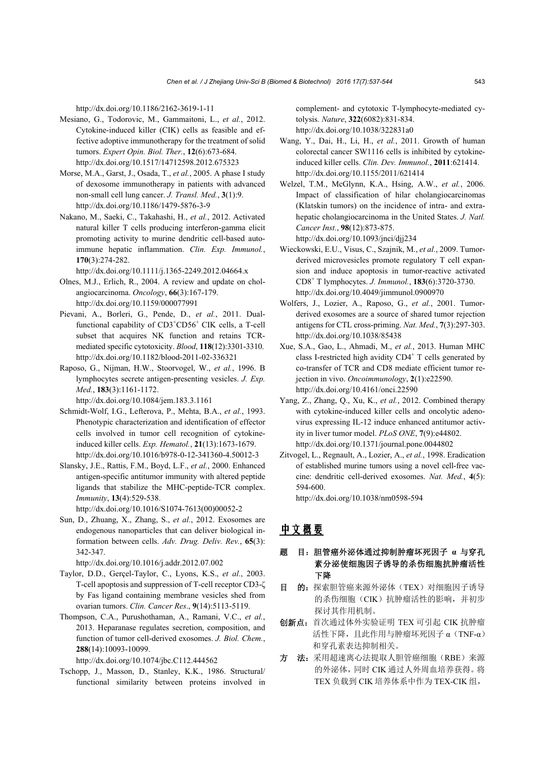http://dx.doi.org/10.1186/2162-3619-1-11

Mesiano, G., Todorovic, M., Gammaitoni, L., *et al.*, 2012. Cytokine-induced killer (CIK) cells as feasible and effective adoptive immunotherapy for the treatment of solid tumors. *Expert Opin. Biol. Ther.*, **12**(6):673-684. http://dx.doi.org/10.1517/14712598.2012.675323

Morse, M.A., Garst, J., Osada, T., *et al.*, 2005. A phase I study of dexosome immunotherapy in patients with advanced non-small cell lung cancer. *J. Transl. Med.*, **3**(1):9. http://dx.doi.org/10.1186/1479-5876-3-9

Nakano, M., Saeki, C., Takahashi, H., *et al.*, 2012. Activated natural killer T cells producing interferon-gamma elicit promoting activity to murine dendritic cell-based autoimmune hepatic inflammation. *Clin. Exp. Immunol.*, **170**(3):274-282. http://dx.doi.org/10.1111/j.1365-2249.2012.04664.x

Olnes, M.J., Erlich, R., 2004. A review and update on cholangiocarcinoma. *Oncology*, **66**(3):167-179. http://dx.doi.org/10.1159/000077991

Pievani, A., Borleri, G., Pende, D., *et al.*, 2011. Dual-functional capability of $CD3^+CD56^+$ CIK cells, a T-cell subset that acquires NK function and retains TCR-mediated specific cytotoxicity. *Blood*, **118**(12):3301-3310. http://dx.doi.org/10.1182/blood-2011-02-336321

Raposo, G., Nijman, H.W., Stoorvogel, W., *et al.*, 1996. B lymphocytes secrete antigen-presenting vesicles. *J. Exp. Med.*, **183**(3):1161-1172. http://dx.doi.org/10.1084/jem.183.3.1161

Schmidt-Wolf, I.G., Lefterova, P., Mehta, B.A., *et al.*, 1993. Phenotypic characterization and identification of effector cells involved in tumor cell recognition of cytokine-induced killer cells. *Exp. Hematol.*, **21**(13):1673-1679. http://dx.doi.org/10.1016/b978-0-12-341360-4.50012-3

Slansky, J.E., Rattis, F.M., Boyd, L.F., *et al.*, 2000. Enhanced antigen-specific antitumor immunity with altered peptide ligands that stabilize the MHC-peptide-TCR complex. *Immunity*, **13**(4):529-538. http://dx.doi.org/10.1016/S1074-7613(00)00052-2

Sun, D., Zhuang, X., Zhang, S., *et al.*, 2012. Exosomes are endogenous nanoparticles that can deliver biological information between cells. *Adv. Drug. Deliv. Rev.*, **65**(3): 342-347. http://dx.doi.org/10.1016/j.addr.2012.07.002

Taylor, D.D., Gerçel-Taylor, C., Lyons, K.S., *et al.*, 2003. T-cell apoptosis and suppression of T-cell receptor CD3-ζ by Fas ligand containing membrane vesicles shed from ovarian tumors. *Clin. Cancer Res.*, **9**(14):5113-5119.

Thompson, C.A., Purushothaman, A., Ramani, V.C., *et al.*, 2013. Heparanase regulates secretion, composition, and function of tumor cell-derived exosomes. *J. Biol. Chem.*, **288**(14):10093-10099. http://dx.doi.org/10.1074/jbc.C112.444562

Tschopp, J., Masson, D., Stanley, K.K., 1986. Structural/functional similarity between proteins involved in complement- and cytotoxic T-lymphocyte-mediated cytolysis. *Nature*, **322**(6082):831-834. http://dx.doi.org/10.1038/322831a0

Wang, Y., Dai, H., Li, H., *et al.*, 2011. Growth of human colorectal cancer SW1116 cells is inhibited by cytokine-induced killer cells. *Clin. Dev. Immunol.*, **2011**:621414. http://dx.doi.org/10.1155/2011/621414

Welzel, T.M., McGlynn, K.A., Hsing, A.W., *et al.*, 2006. Impact of classification of hilar cholangiocarcinomas (Klatskin tumors) on the incidence of intra- and extra-hepatic cholangiocarcinoma in the United States. *J. Natl. Cancer Inst.*, **98**(12):873-875. http://dx.doi.org/10.1093/jnci/djj234

Wieckowski, E.U., Visus, C., Szajnik, M., *et al.*, 2009. Tumor-derived microvesicles promote regulatory T cell expansion and induce apoptosis in tumor-reactive activated $CD8^+$ T lymphocytes. *J. Immunol.*, **183**(6):3720-3730. http://dx.doi.org/10.4049/jimmunol.0900970

Wolfers, J., Lozier, A., Raposo, G., *et al.*, 2001. Tumor-derived exosomes are a source of shared tumor rejection antigens for CTL cross-priming. *Nat. Med.*, **7**(3):297-303. http://dx.doi.org/10.1038/85438

Xue, S.A., Gao, L., Ahmadi, M., *et al.*, 2013. Human MHC class I-restricted high avidity $CD4^+$ T cells generated by co-transfer of TCR and CD8 mediate efficient tumor rejection in vivo. *Oncoimmunology*, **2**(1):e22590. http://dx.doi.org/10.4161/onci.22590

Yang, Z., Zhang, Q., Xu, K., *et al.*, 2012. Combined therapy with cytokine-induced killer cells and oncolytic adenovirus expressing IL-12 induce enhanced antitumor activity in liver tumor model. *PLoS ONE*, **7**(9):e44802. http://dx.doi.org/10.1371/journal.pone.0044802

Zitvogel, L., Regnault, A., Lozier, A., *et al.*, 1998. Eradication of established murine tumors using a novel cell-free vaccine: dendritic cell-derived exosomes. *Nat. Med.*, **4**(5): 594-600. http://dx.doi.org/10.1038/nm0598-594

## 中文概要

**题　目：胆管癌外泌体通过抑制肿瘤坏死因子 α 与穿孔素分泌使细胞因子诱导的杀伤细胞抗肿瘤活性下降**

**目　的：**探索胆管癌来源外泌体（TEX）对细胞因子诱导的杀伤细胞（CIK）抗肿瘤活性的影响，并初步探讨其作用机制。

**创新点：**首次通过体外实验证明 TEX 可引起 CIK 抗肿瘤活性下降，且此作用与肿瘤坏死因子 α（TNF-α）和穿孔素表达抑制相关。

**方　法：**采用超速离心法提取人胆管癌细胞（RBE）来源的外泌体，同时 CIK 通过人外周血培养获得。将 TEX 负载到 CIK 培养体系中作为 TEX-CIK 组，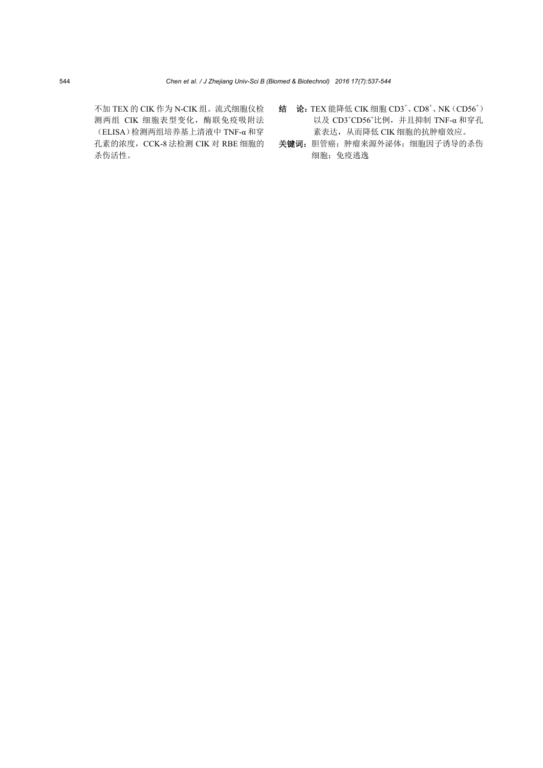不加 TEX 的 CIK 作为 N-CIK 组。流式细胞仪检测两组 CIK 细胞表型变化，酶联免疫吸附法（ELISA）检测两组培养基上清液中 TNF-α 和穿孔素的浓度，CCK-8 法检测 CIK 对 RBE 细胞的杀伤活性。

**结　论：** TEX 能降低 CIK 细胞 $CD3^+$、$CD8^+$、NK（$CD56^+$）以及 $CD3^+CD56^+$比例，并且抑制 TNF-α 和穿孔素表达，从而降低 CIK 细胞的抗肿瘤效应。

**关键词：** 胆管癌；肿瘤来源外泌体；细胞因子诱导的杀伤细胞；免疫逃逸